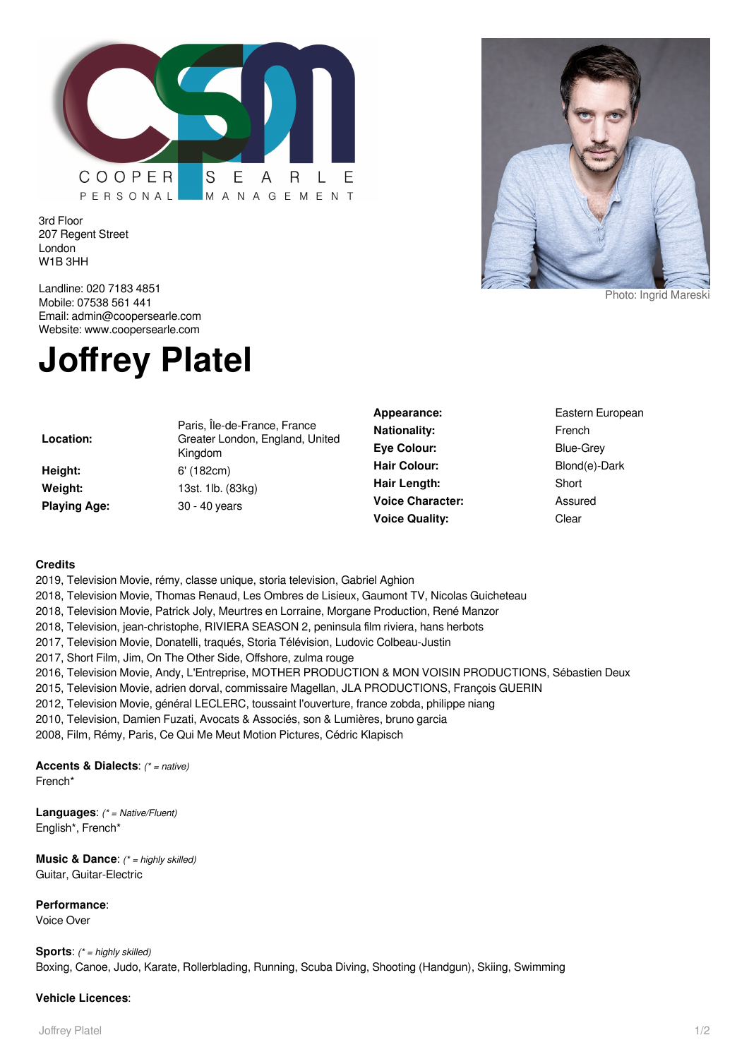COOPER SEARLE
PERSONAL MANAGEMENT

3rd Floor
207 Regent Street
London
W1B 3HH

Landline: 020 7183 4851
Mobile: 07538 561 441
Email: admin@coopersearle.com
Website: www.coopersearle.com

Photo: Ingrid Mareski

# Joffrey Platel

| | |
|---|---|
| **Location:** | Paris, Île-de-France, France<br>Greater London, England, United Kingdom |
| **Height:** | 6' (182cm) |
| **Weight:** | 13st. 1lb. (83kg) |
| **Playing Age:** | 30 - 40 years |

| | |
|---|---|
| **Appearance:** | Eastern European |
| **Nationality:** | French |
| **Eye Colour:** | Blue-Grey |
| **Hair Colour:** | Blond(e)-Dark |
| **Hair Length:** | Short |
| **Voice Character:** | Assured |
| **Voice Quality:** | Clear |

**Credits**

2019, Television Movie, rémy, classe unique, storia television, Gabriel Aghion
2018, Television Movie, Thomas Renaud, Les Ombres de Lisieux, Gaumont TV, Nicolas Guicheteau
2018, Television Movie, Patrick Joly, Meurtres en Lorraine, Morgane Production, René Manzor
2018, Television, jean-christophe, RIVIERA SEASON 2, peninsula film riviera, hans herbots
2017, Television Movie, Donatelli, traqués, Storia Télévision, Ludovic Colbeau-Justin
2017, Short Film, Jim, On The Other Side, Offshore, zulma rouge
2016, Television Movie, Andy, L'Entreprise, MOTHER PRODUCTION & MON VOISIN PRODUCTIONS, Sébastien Deux
2015, Television Movie, adrien dorval, commissaire Magellan, JLA PRODUCTIONS, François GUERIN
2012, Television Movie, général LECLERC, toussaint l'ouverture, france zobda, philippe niang
2010, Television, Damien Fuzati, Avocats & Associés, son & Lumières, bruno garcia
2008, Film, Rémy, Paris, Ce Qui Me Meut Motion Pictures, Cédric Klapisch

**Accents & Dialects**: *(* = native)*
French*

**Languages**: *(* = Native/Fluent)*
English*, French*

**Music & Dance**: *(* = highly skilled)*
Guitar, Guitar-Electric

**Performance**:
Voice Over

**Sports**: *(* = highly skilled)*
Boxing, Canoe, Judo, Karate, Rollerblading, Running, Scuba Diving, Shooting (Handgun), Skiing, Swimming

**Vehicle Licences**: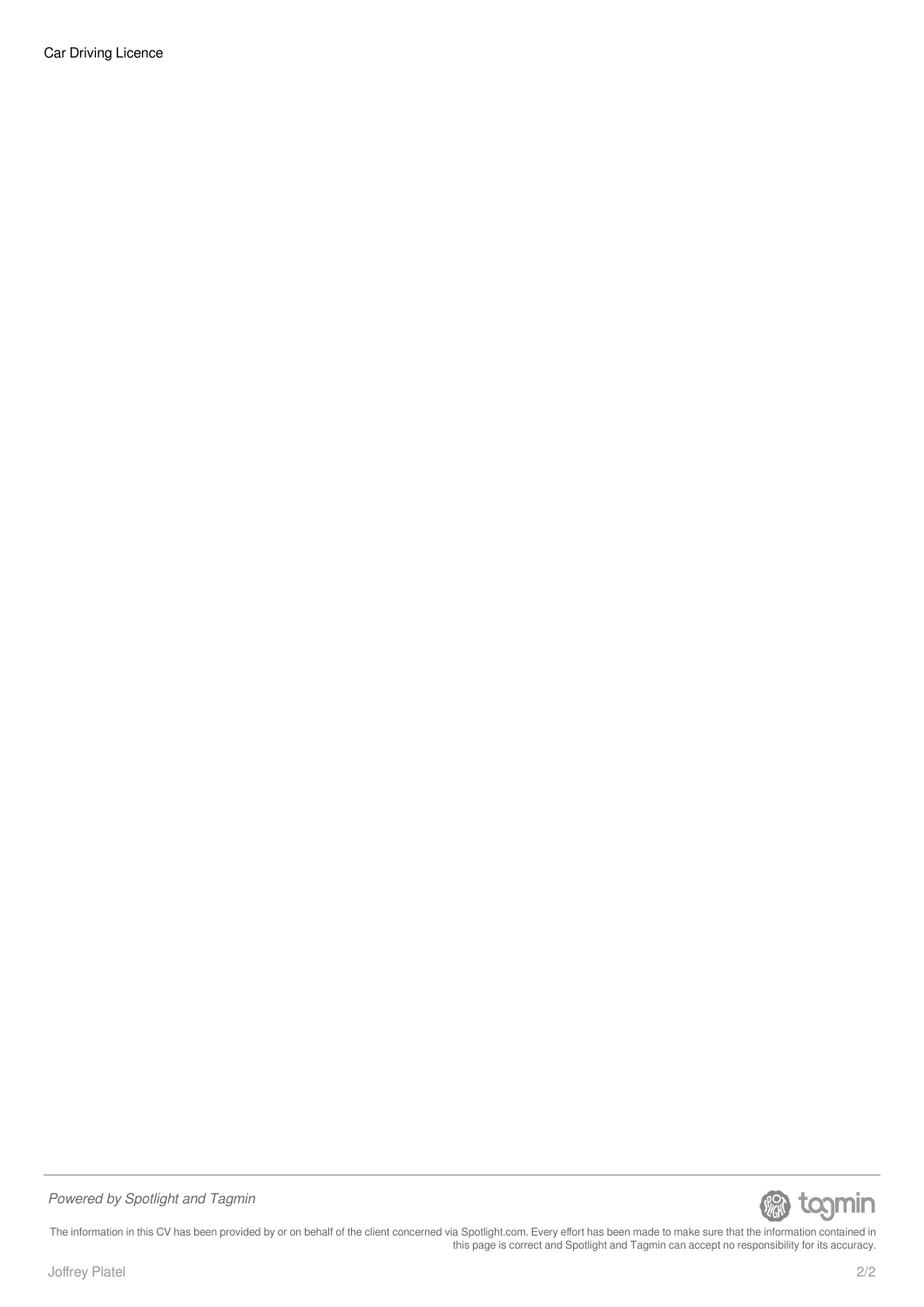Car Driving Licence